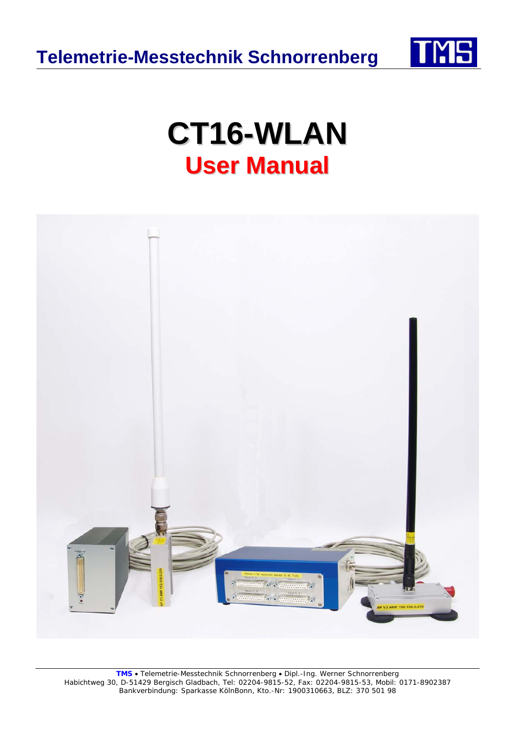# Telemetrie-Messtechnik Schnorrenberg

# CT16-WLAN

## User Manual

**TMS** • Telemetrie-Messtechnik Schnorrenberg • Dipl.-Ing. Werner Schnorrenberg
Habichtweg 30, D-51429 Bergisch Gladbach, Tel: 02204-9815-52, Fax: 02204-9815-53, Mobil: 0171-8902387
Bankverbindung: Sparkasse KölnBonn, Kto.-Nr: 1900310663, BLZ: 370 501 98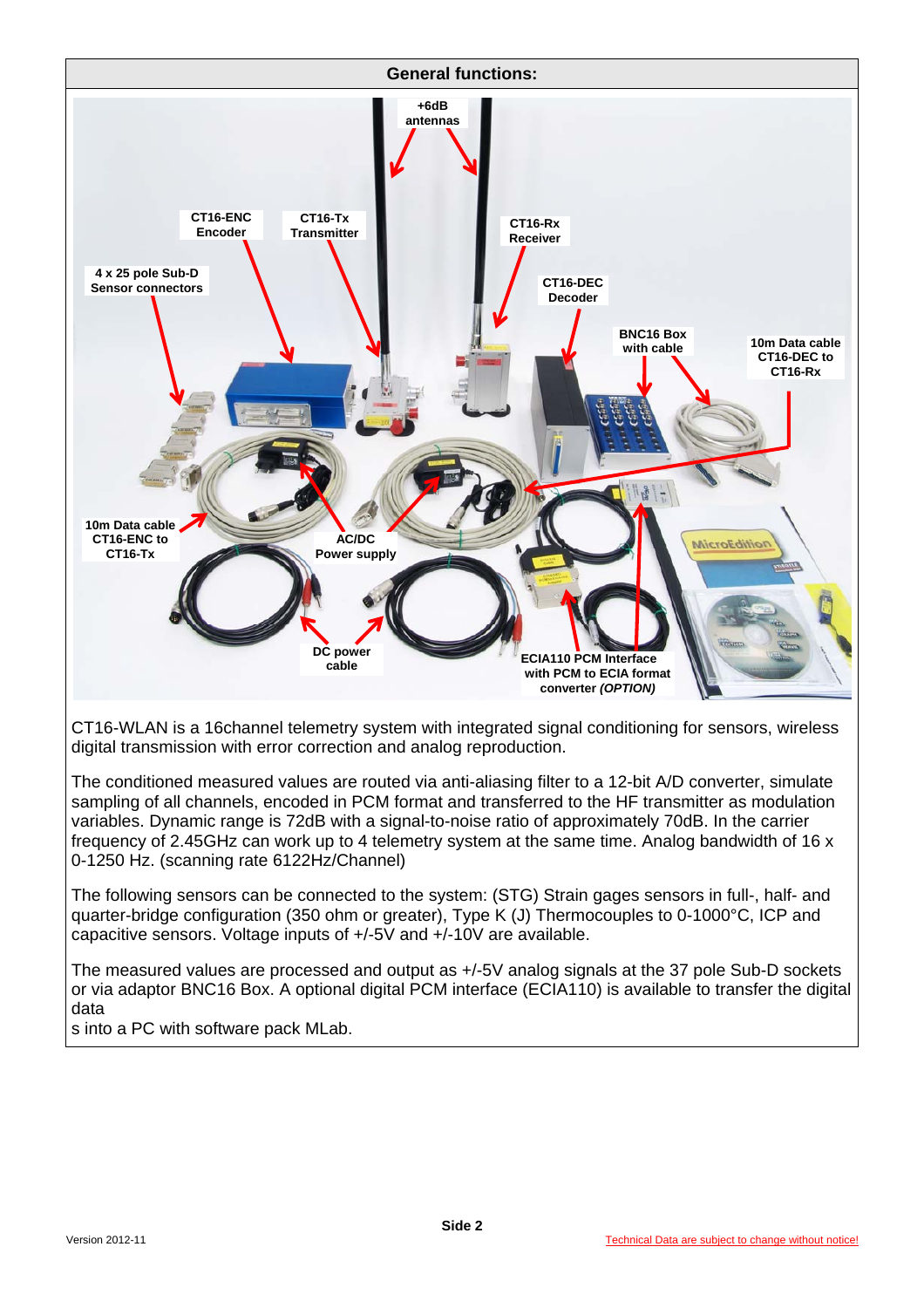## General functions:

+6dB antennas

CT16-ENC Encoder

CT16-Tx Transmitter

CT16-Rx Receiver

4 x 25 pole Sub-D Sensor connectors

CT16-DEC Decoder

BNC16 Box with cable

10m Data cable CT16-DEC to CT16-Rx

10m Data cable CT16-ENC to CT16-Tx

AC/DC Power supply

DC power cable

ECIA110 PCM Interface with PCM to ECIA format converter *(OPTION)*

CT16-WLAN is a 16channel telemetry system with integrated signal conditioning for sensors, wireless digital transmission with error correction and analog reproduction.

The conditioned measured values are routed via anti-aliasing filter to a 12-bit A/D converter, simulate sampling of all channels, encoded in PCM format and transferred to the HF transmitter as modulation variables. Dynamic range is 72dB with a signal-to-noise ratio of approximately 70dB. In the carrier frequency of 2.45GHz can work up to 4 telemetry system at the same time. Analog bandwidth of 16 x 0-1250 Hz. (scanning rate 6122Hz/Channel)

The following sensors can be connected to the system: (STG) Strain gages sensors in full-, half- and quarter-bridge configuration (350 ohm or greater), Type K (J) Thermocouples to 0-1000°C, ICP and capacitive sensors. Voltage inputs of +/-5V and +/-10V are available.

The measured values are processed and output as +/-5V analog signals at the 37 pole Sub-D sockets or via adaptor BNC16 Box. A optional digital PCM interface (ECIA110) is available to transfer the digital data

s into a PC with software pack MLab.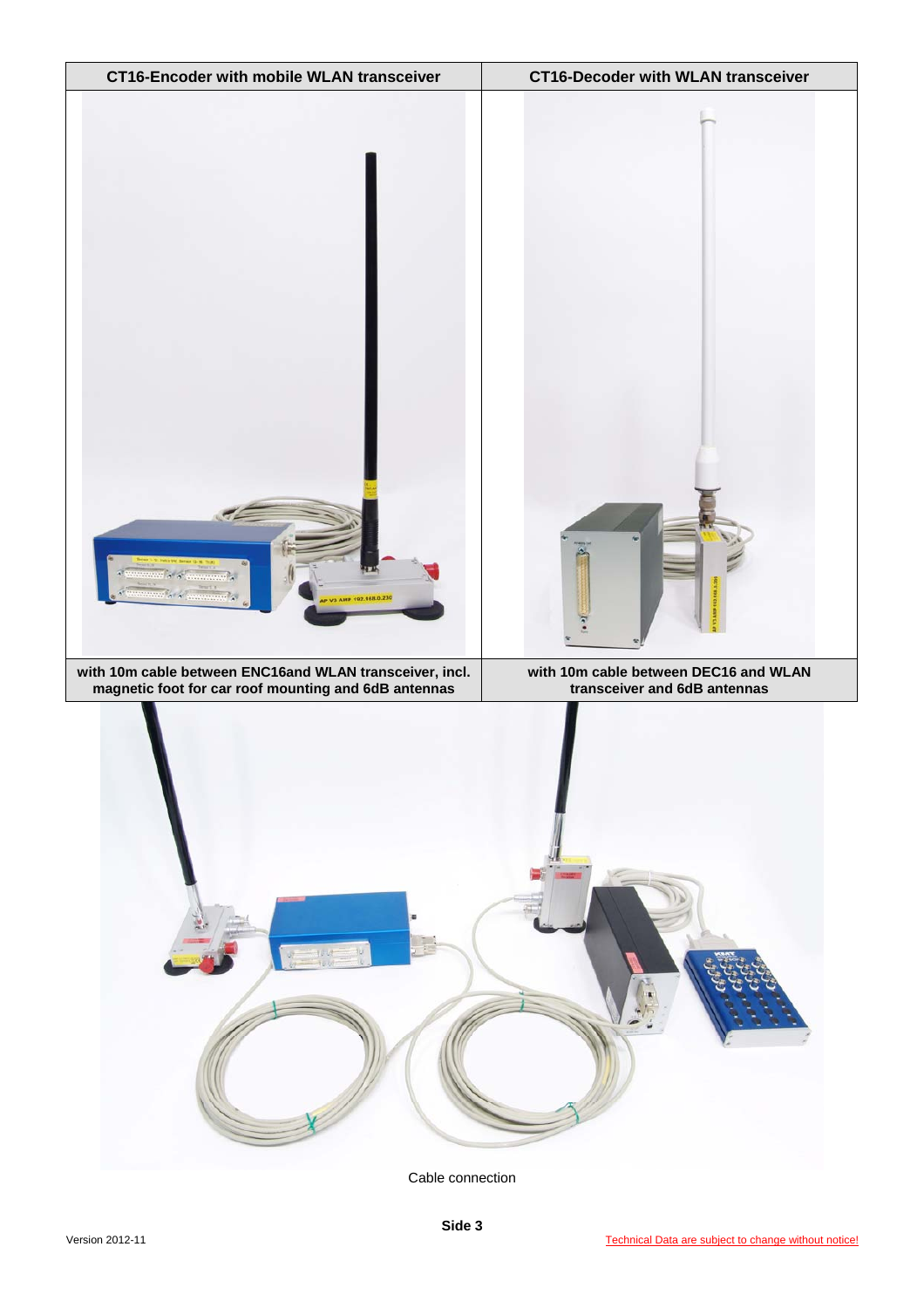| CT16-Encoder with mobile WLAN transceiver | CT16-Decoder with WLAN transceiver |
| --- | --- |
| | |
| with 10m cable between ENC16and WLAN transceiver, incl. magnetic foot for car roof mounting and 6dB antennas | with 10m cable between DEC16 and WLAN transceiver and 6dB antennas |

Cable connection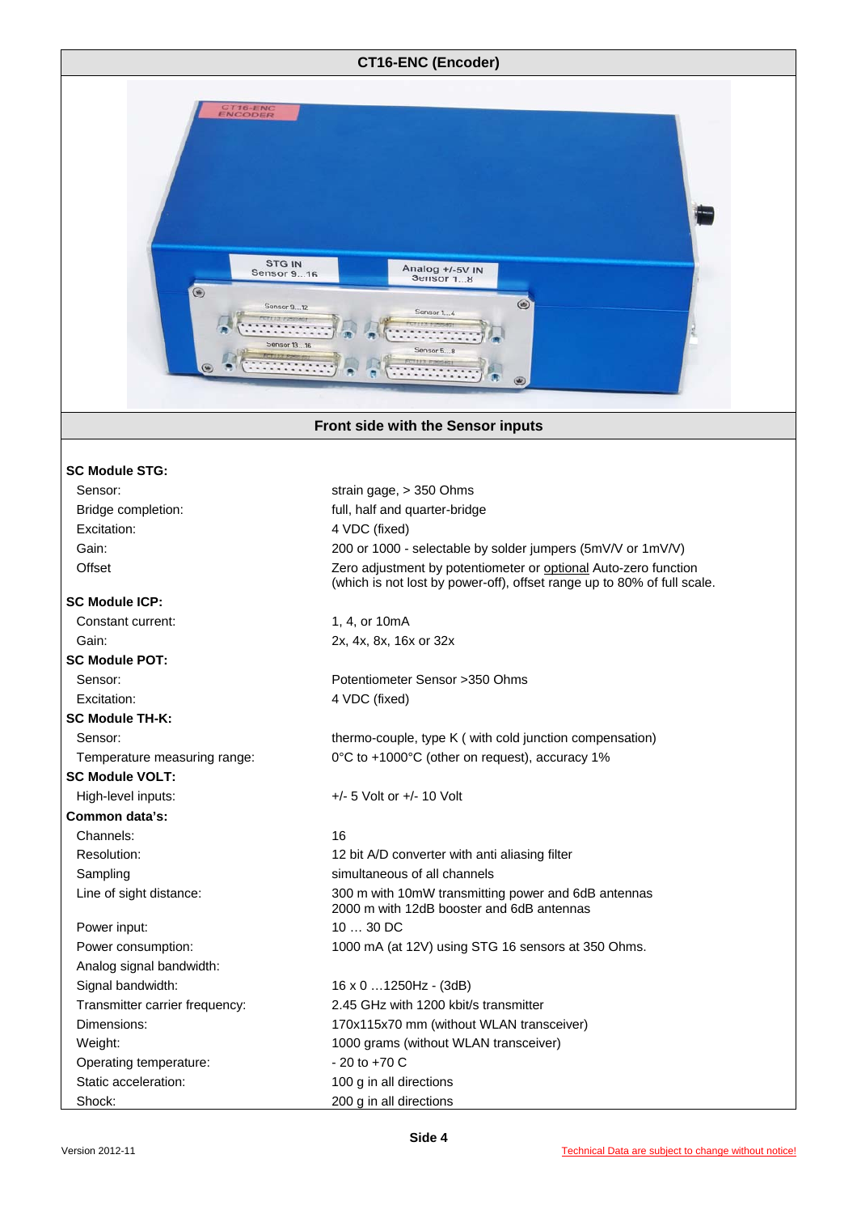## CT16-ENC (Encoder)

Front side with the Sensor inputs

**SC Module STG:**

| | |
|---|---|
| Sensor: | strain gage, > 350 Ohms |
| Bridge completion: | full, half and quarter-bridge |
| Excitation: | 4 VDC (fixed) |
| Gain: | 200 or 1000 - selectable by solder jumpers (5mV/V or 1mV/V) |
| Offset | Zero adjustment by potentiometer or optional Auto-zero function (which is not lost by power-off), offset range up to 80% of full scale. |

**SC Module ICP:**

| | |
|---|---|
| Constant current: | 1, 4, or 10mA |
| Gain: | 2x, 4x, 8x, 16x or 32x |

**SC Module POT:**

| | |
|---|---|
| Sensor: | Potentiometer Sensor >350 Ohms |
| Excitation: | 4 VDC (fixed) |

**SC Module TH-K:**

| | |
|---|---|
| Sensor: | thermo-couple, type K ( with cold junction compensation) |
| Temperature measuring range: | 0°C to +1000°C (other on request), accuracy 1% |

**SC Module VOLT:**

| | |
|---|---|
| High-level inputs: | +/- 5 Volt or +/- 10 Volt |

**Common data's:**

| | |
|---|---|
| Channels: | 16 |
| Resolution: | 12 bit A/D converter with anti aliasing filter |
| Sampling | simultaneous of all channels |
| Line of sight distance: | 300 m with 10mW transmitting power and 6dB antennas<br>2000 m with 12dB booster and 6dB antennas |
| Power input: | 10 … 30 DC |
| Power consumption: | 1000 mA (at 12V) using STG 16 sensors at 350 Ohms. |
| Analog signal bandwidth: | |
| Signal bandwidth: | 16 x 0 …1250Hz - (3dB) |
| Transmitter carrier frequency: | 2.45 GHz with 1200 kbit/s transmitter |
| Dimensions: | 170x115x70 mm (without WLAN transceiver) |
| Weight: | 1000 grams (without WLAN transceiver) |
| Operating temperature: | - 20 to +70 C |
| Static acceleration: | 100 g in all directions |
| Shock: | 200 g in all directions |

Version 2012-11

Technical Data are subject to change without notice!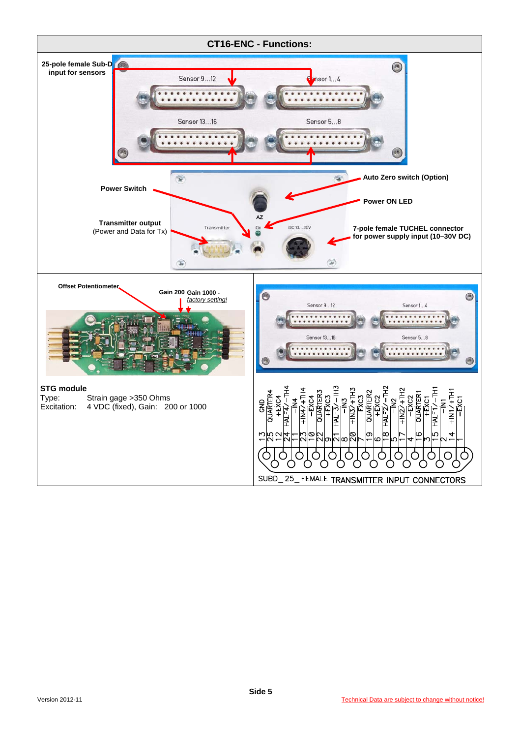## CT16-ENC - Functions:

**25-pole female Sub-D input for sensors**

Sensor 9…12 — Sensor 1…4

Sensor 13…16 — Sensor 5…8

**Power Switch**

**Auto Zero switch (Option)**

**Power ON LED**

**Transmitter output** (Power and Data for Tx)

**7-pole female TUCHEL connector for power supply input (10–30V DC)**

AZ — Transmitter — On — DC 10…30V

**Offset Potentiometer**

**Gain 200** **Gain 1000** - *factory setting!*

**STG module**

Type: Strain gage >350 Ohms

Excitation: 4 VDC (fixed), Gain: 200 or 1000

| Pin | Signal |
|---|---|
| 13 | GND |
| 25 | QUARTER4 |
| 12 | +EXC4 |
| 24 | HALF4/−TH4 |
| 11 | −IN4 |
| 23 | +IN4/+TH4 |
| 10 | −EXC4 |
| 22 | QUARTER3 |
| 9 | +EXC3 |
| 21 | HALF3/−TH3 |
| 8 | −IN3 |
| 20 | +IN3/+TH3 |
| 7 | −EXC3 |
| 19 | QUARTER2 |
| 6 | +EXC2 |
| 18 | HALF2/−TH2 |
| 5 | −IN2 |
| 17 | +IN2/+TH2 |
| 4 | −EXC2 |
| 16 | QUARTER1 |
| 3 | +EXC1 |
| 15 | HALF1/−TH1 |
| 2 | −IN1 |
| 14 | +IN1/+TH1 |
| 1 | −EXC1 |

SUBD_25_FEMALE TRANSMITTER INPUT CONNECTORS

Version 2012-11

Technical Data are subject to change without notice!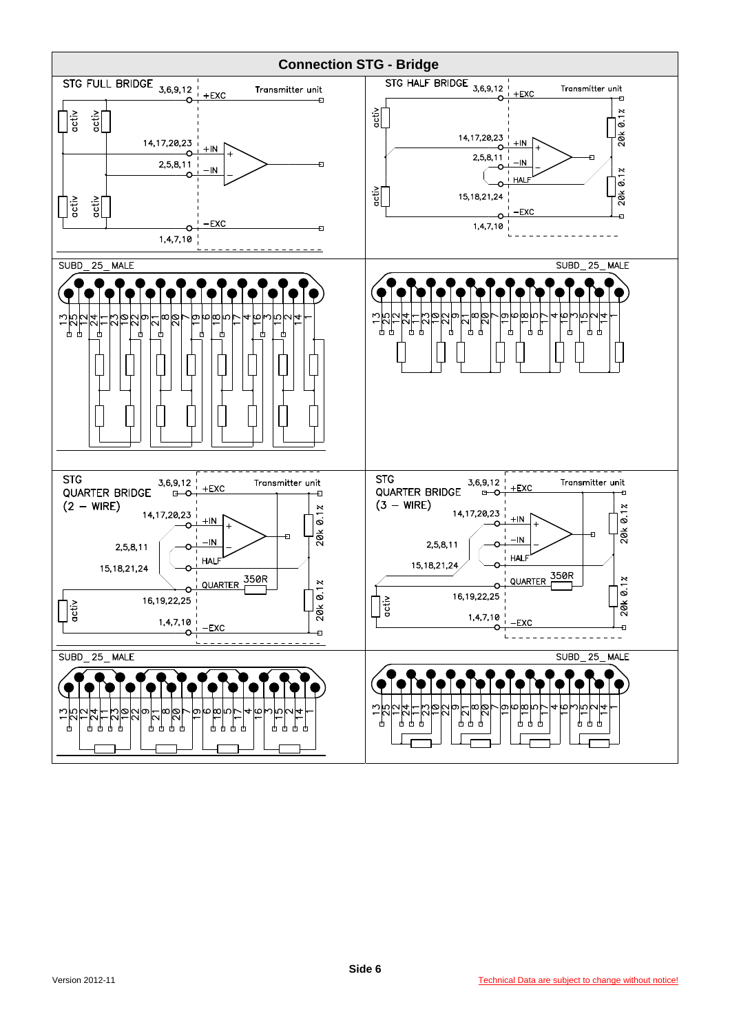# Connection STG - Bridge

## STG FULL BRIDGE

3,6,9,12 — +EXC

Transmitter unit

14,17,20,23 — +IN

2,5,8,11 — −IN

1,4,7,10 — −EXC

activ activ activ activ

SUBD_25_MALE

13 25 12 24 11 23 10 22 9 21 8 20 7 19 6 18 5 17 4 16 3 15 2 14 1

## STG HALF BRIDGE

3,6,9,12 — +EXC

Transmitter unit

14,17,20,23 — +IN

2,5,8,11 — −IN

HALF

15,18,21,24

−EXC

1,4,7,10

activ activ

20k 0.1% 20k 0.1%

SUBD_25_MALE

13 25 12 24 11 23 10 22 9 21 8 20 7 19 6 18 5 17 4 16 3 15 2 14 1

## STG QUARTER BRIDGE (2 – WIRE)

3,6,9,12 — +EXC

Transmitter unit

14,17,20,23 — +IN

2,5,8,11 — −IN

15,18,21,24 — HALF

QUARTER 350R

16,19,22,25

1,4,7,10 — −EXC

activ

20k 0.1% 20k 0.1%

SUBD_25_MALE

13 25 12 24 11 23 10 22 9 21 8 20 7 19 6 18 5 17 4 16 3 15 2 14 1

## STG QUARTER BRIDGE (3 – WIRE)

3,6,9,12 — +EXC

Transmitter unit

14,17,20,23 — +IN

2,5,8,11 — −IN

15,18,21,24 — HALF

QUARTER 350R

16,19,22,25

1,4,7,10 — −EXC

activ

20k 0.1% 20k 0.1%

SUBD_25_MALE

13 25 12 24 11 23 10 22 9 21 8 20 7 19 6 18 5 17 4 16 3 15 2 14 1

Version 2012-11

Technical Data are subject to change without notice!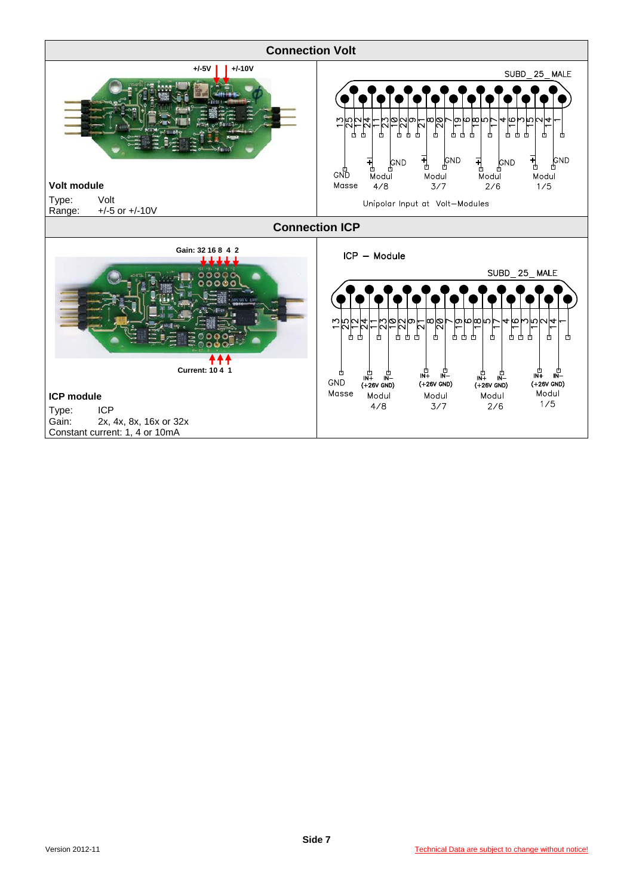## Connection Volt

+/-5V | +/-10V

**Volt module**

Type: Volt
Range: +/-5 or +/-10V

SUBD_25_MALE

13 25 12 24 11 23 10 22 9 21 8 20 7 19 6 18 5 17 4 16 3 15 2 14 1

GND Masse | + GND Modul 4/8 | + GND Modul 3/7 | + GND Modul 2/6 | + GND Modul 1/5

Unipolar Input at Volt–Modules

## Connection ICP

Gain: 32 16 8 4 2

Current: 10 4 1

**ICP module**

Type: ICP
Gain: 2x, 4x, 8x, 16x or 32x
Constant current: 1, 4 or 10mA

ICP – Module

SUBD_25_MALE

13 25 12 24 11 23 10 22 9 21 8 20 7 19 6 18 5 17 4 16 3 15 2 14 1

GND Masse | IN+ IN– (+26V GND) Modul 4/8 | IN+ IN– (+26V GND) Modul 3/7 | IN+ IN– (+26V GND) Modul 2/6 | IN+ IN– (+26V GND) Modul 1/5

Version 2012-11

Technical Data are subject to change without notice!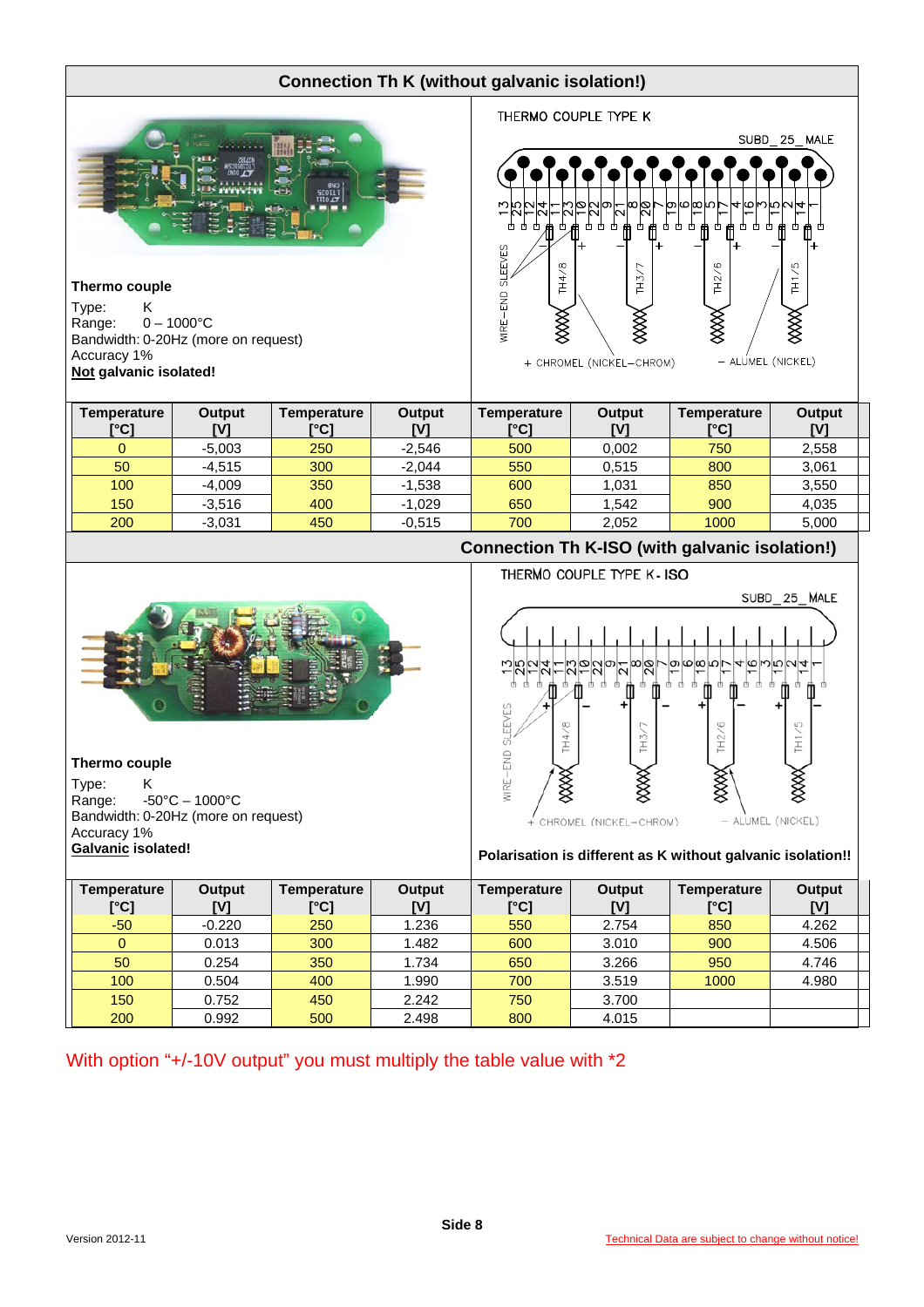## Connection Th K (without galvanic isolation!)

THERMO COUPLE TYPE K

SUBD_25_MALE

WIRE-END SLEEVES — TH4/8, TH3/7, TH2/6, TH1/5

+ CHROMEL (NICKEL-CHROM) — ALUMEL (NICKEL)

**Thermo couple**

Type: K
Range: 0 – 1000°C
Bandwidth: 0-20Hz (more on request)
Accuracy 1%
**Not galvanic isolated!**

| Temperature [°C] | Output [V] | Temperature [°C] | Output [V] | Temperature [°C] | Output [V] | Temperature [°C] | Output [V] |
|---|---|---|---|---|---|---|---|
| 0 | -5,003 | 250 | -2,546 | 500 | 0,002 | 750 | 2,558 |
| 50 | -4,515 | 300 | -2,044 | 550 | 0,515 | 800 | 3,061 |
| 100 | -4,009 | 350 | -1,538 | 600 | 1,031 | 850 | 3,550 |
| 150 | -3,516 | 400 | -1,029 | 650 | 1,542 | 900 | 4,035 |
| 200 | -3,031 | 450 | -0,515 | 700 | 2,052 | 1000 | 5,000 |

## Connection Th K-ISO (with galvanic isolation!)

THERMO COUPLE TYPE K-ISO

SUBD_25_MALE

WIRE-END SLEEVES — TH4/8, TH3/7, TH2/6, TH1/5

+ CHROMEL (NICKEL-CHROM) — ALUMEL (NICKEL)

**Thermo couple**

Type: K
Range: -50°C – 1000°C
Bandwidth: 0-20Hz (more on request)
Accuracy 1%
**Galvanic isolated!**

**Polarisation is different as K without galvanic isolation!!**

| Temperature [°C] | Output [V] | Temperature [°C] | Output [V] | Temperature [°C] | Output [V] | Temperature [°C] | Output [V] |
|---|---|---|---|---|---|---|---|
| -50 | -0.220 | 250 | 1.236 | 550 | 2.754 | 850 | 4.262 |
| 0 | 0.013 | 300 | 1.482 | 600 | 3.010 | 900 | 4.506 |
| 50 | 0.254 | 350 | 1.734 | 650 | 3.266 | 950 | 4.746 |
| 100 | 0.504 | 400 | 1.990 | 700 | 3.519 | 1000 | 4.980 |
| 150 | 0.752 | 450 | 2.242 | 750 | 3.700 | | |
| 200 | 0.992 | 500 | 2.498 | 800 | 4.015 | | |

With option "+/-10V output" you must multiply the table value with *2

Version 2012-11

Technical Data are subject to change without notice!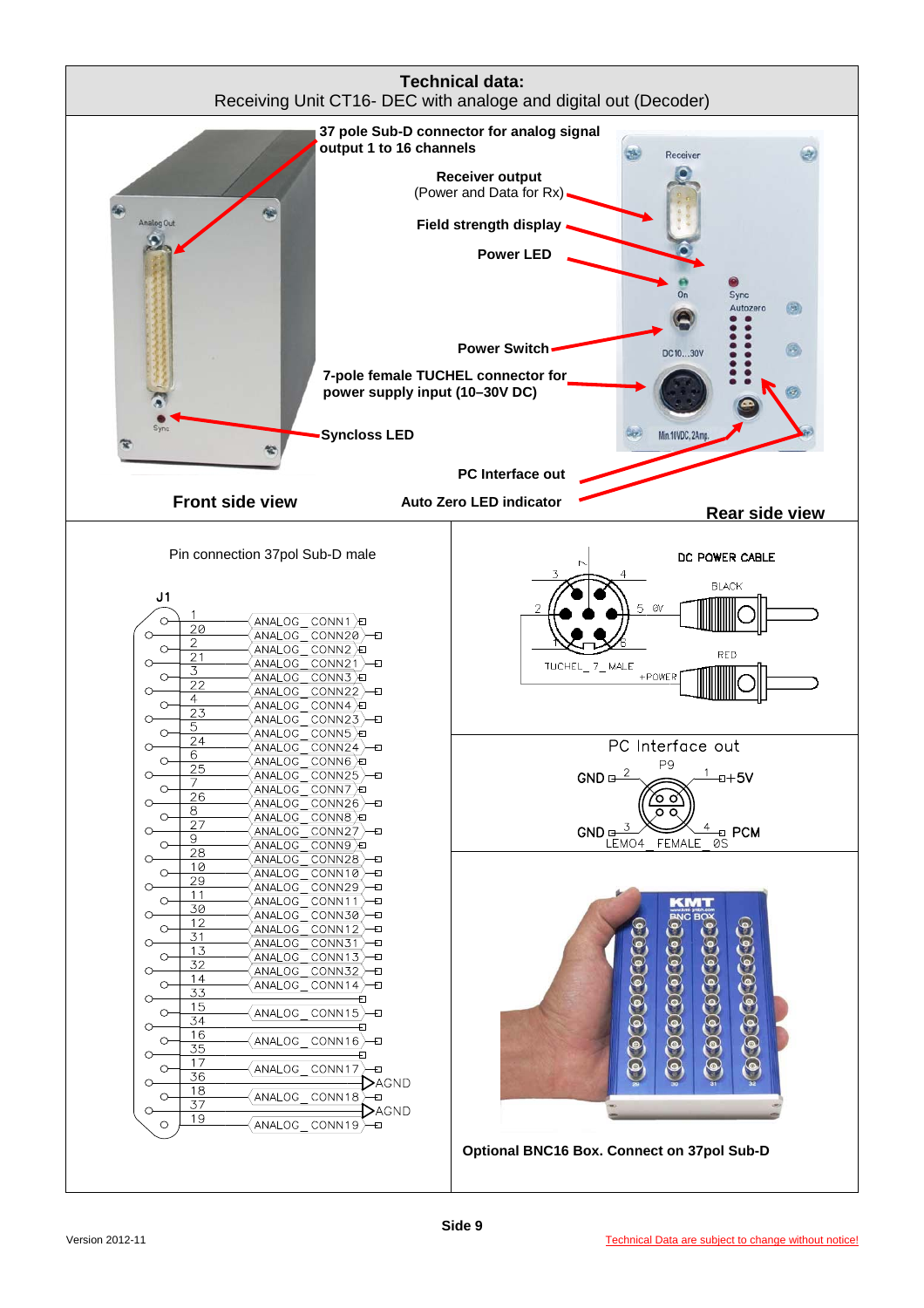## Technical data:

Receiving Unit CT16- DEC with analoge and digital out (Decoder)

**37 pole Sub-D connector for analog signal output 1 to 16 channels**

**Receiver output**
(Power and Data for Rx)

**Field strength display**

**Power LED**

**Power Switch**

**7-pole female TUCHEL connector for power supply input (10–30V DC)**

**Syncloss LED**

**PC Interface out**

**Auto Zero LED indicator**

**Front side view**

**Rear side view**

Pin connection 37pol Sub-D male

J1

| Pin | Signal |
|---|---|
| 1 | ANALOG_CONN1 |
| 20 | ANALOG_CONN20 |
| 2 | ANALOG_CONN2 |
| 21 | ANALOG_CONN21 |
| 3 | ANALOG_CONN3 |
| 22 | ANALOG_CONN22 |
| 4 | ANALOG_CONN4 |
| 23 | ANALOG_CONN23 |
| 5 | ANALOG_CONN5 |
| 24 | ANALOG_CONN24 |
| 6 | ANALOG_CONN6 |
| 25 | ANALOG_CONN25 |
| 7 | ANALOG_CONN7 |
| 26 | ANALOG_CONN26 |
| 8 | ANALOG_CONN8 |
| 27 | ANALOG_CONN27 |
| 9 | ANALOG_CONN9 |
| 28 | ANALOG_CONN28 |
| 10 | ANALOG_CONN10 |
| 29 | ANALOG_CONN29 |
| 11 | ANALOG_CONN11 |
| 30 | ANALOG_CONN30 |
| 12 | ANALOG_CONN12 |
| 31 | ANALOG_CONN31 |
| 13 | ANALOG_CONN13 |
| 32 | ANALOG_CONN32 |
| 14 | ANALOG_CONN14 |
| 33 | |
| 15 | ANALOG_CONN15 |
| 34 | |
| 16 | ANALOG_CONN16 |
| 35 | |
| 17 | ANALOG_CONN17 |
| 36 | AGND |
| 18 | ANALOG_CONN18 |
| 37 | AGND |
| 19 | ANALOG_CONN19 |

DC POWER CABLE

TUCHEL_7_MALE: pins 1–7; 5 = 0V, BLACK; 6 = +POWER, RED

PC Interface out

P9 — LEMO4_FEMALE_0S

| Pin | Signal |
|---|---|
| 1 | +5V |
| 2 | GND |
| 3 | GND |
| 4 | PCM |

**Optional BNC16 Box. Connect on 37pol Sub-D**

Version 2012-11

Technical Data are subject to change without notice!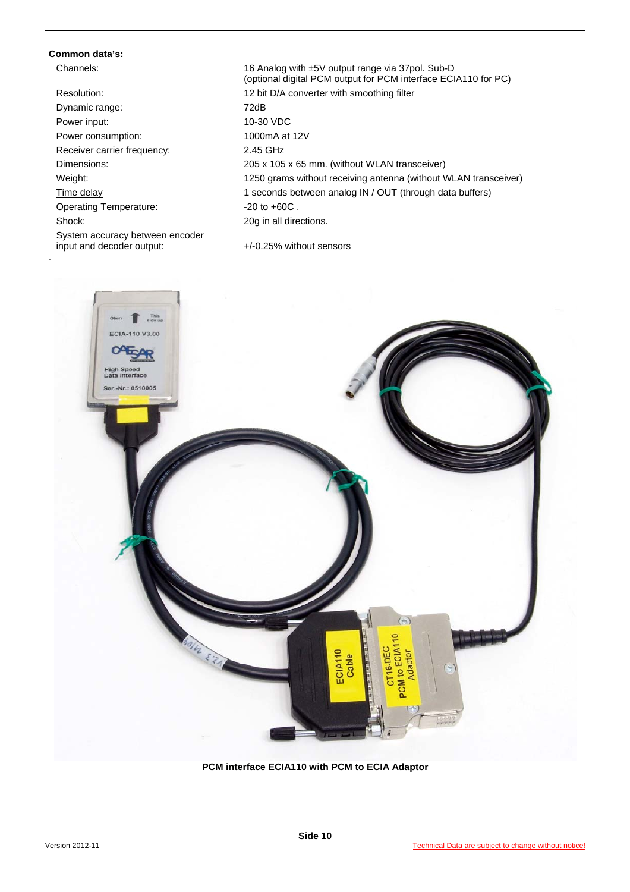**Common data's:**

| | |
|---|---|
| Channels: | 16 Analog with ±5V output range via 37pol. Sub-D (optional digital PCM output for PCM interface ECIA110 for PC) |
| Resolution: | 12 bit D/A converter with smoothing filter |
| Dynamic range: | 72dB |
| Power input: | 10-30 VDC |
| Power consumption: | 1000mA at 12V |
| Receiver carrier frequency: | 2.45 GHz |
| Dimensions: | 205 x 105 x 65 mm. (without WLAN transceiver) |
| Weight: | 1250 grams without receiving antenna (without WLAN transceiver) |
| Time delay | 1 seconds between analog IN / OUT (through data buffers) |
| Operating Temperature: | -20 to +60C . |
| Shock: | 20g in all directions. |
| System accuracy between encoder input and decoder output: | +/-0.25% without sensors |

**PCM interface ECIA110 with PCM to ECIA Adaptor**

Version 2012-11

Technical Data are subject to change without notice!